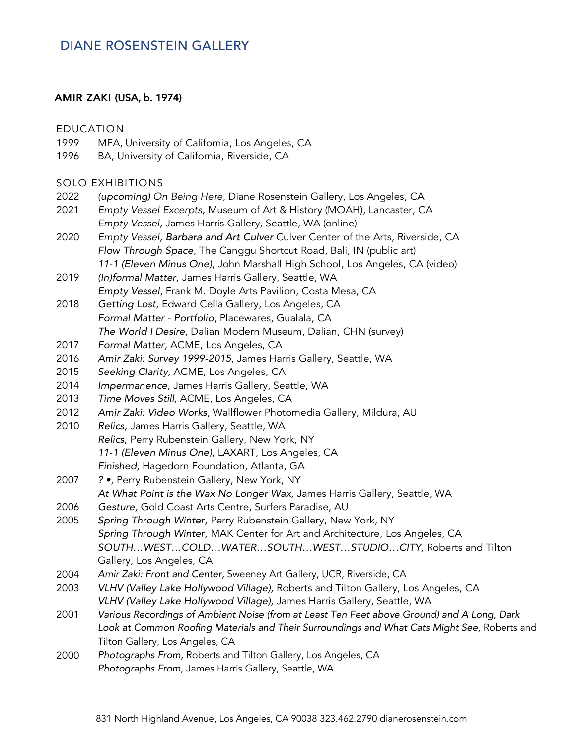# DIANE ROSENSTEIN GALLERY

## AMIR ZAKI (USA, b. 1974)

### EDUCATION

1999 MFA, University of California, Los Angeles, CA
1996 BA, University of California, Riverside, CA

### SOLO EXHIBITIONS

2022 *(upcoming) On Being Here*, Diane Rosenstein Gallery, Los Angeles, CA
2021 *Empty Vessel Excerpts,* Museum of Art & History (MOAH), Lancaster, CA
*Empty Vessel,* James Harris Gallery, Seattle, WA (online)
2020 *Empty Vessel*, ***Barbara and Art Culver*** Culver Center of the Arts, Riverside, CA
*Flow Through Space*, The Canggu Shortcut Road, Bali, IN (public art)
*11-1 (Eleven Minus One)*, John Marshall High School, Los Angeles, CA (video)
2019 *(In)formal Matter,* James Harris Gallery, Seattle, WA
*Empty Vessel*, Frank M. Doyle Arts Pavilion, Costa Mesa, CA
2018 *Getting Lost*, Edward Cella Gallery, Los Angeles, CA
*Formal Matter - Portfolio*, Placewares, Gualala, CA
*The World I Desire*, Dalian Modern Museum, Dalian, CHN (survey)
2017 *Formal Matter*, ACME, Los Angeles, CA
2016 *Amir Zaki: Survey 1999-2015,* James Harris Gallery, Seattle, WA
2015 *Seeking Clarity,* ACME, Los Angeles, CA
2014 *Impermanence,* James Harris Gallery, Seattle, WA
2013 *Time Moves Still,* ACME, Los Angeles, CA
2012 *Amir Zaki: Video Works,* Wallflower Photomedia Gallery, Mildura, AU
2010 *Relics,* James Harris Gallery, Seattle, WA
*Relics,* Perry Rubenstein Gallery, New York, NY
*11-1 (Eleven Minus One),* LAXART, Los Angeles, CA
*Finished,* Hagedorn Foundation, Atlanta, GA
2007 *? •*, Perry Rubenstein Gallery, New York, NY
*At What Point is the Wax No Longer Wax,* James Harris Gallery, Seattle, WA
2006 *Gesture,* Gold Coast Arts Centre, Surfers Paradise, AU
2005 *Spring Through Winter,* Perry Rubenstein Gallery, New York, NY
*Spring Through Winter,* MAK Center for Art and Architecture, Los Angeles, CA
*SOUTH…WEST…COLD…WATER…SOUTH…WEST…STUDIO…CITY,* Roberts and Tilton Gallery, Los Angeles, CA
2004 *Amir Zaki: Front and Center,* Sweeney Art Gallery, UCR, Riverside, CA
2003 *VLHV (Valley Lake Hollywood Village),* Roberts and Tilton Gallery, Los Angeles, CA
*VLHV (Valley Lake Hollywood Village),* James Harris Gallery, Seattle, WA
2001 *Various Recordings of Ambient Noise (from at Least Ten Feet above Ground) and A Long, Dark Look at Common Roofing Materials and Their Surroundings and What Cats Might See,* Roberts and Tilton Gallery, Los Angeles, CA
2000 *Photographs From,* Roberts and Tilton Gallery, Los Angeles, CA
*Photographs From,* James Harris Gallery, Seattle, WA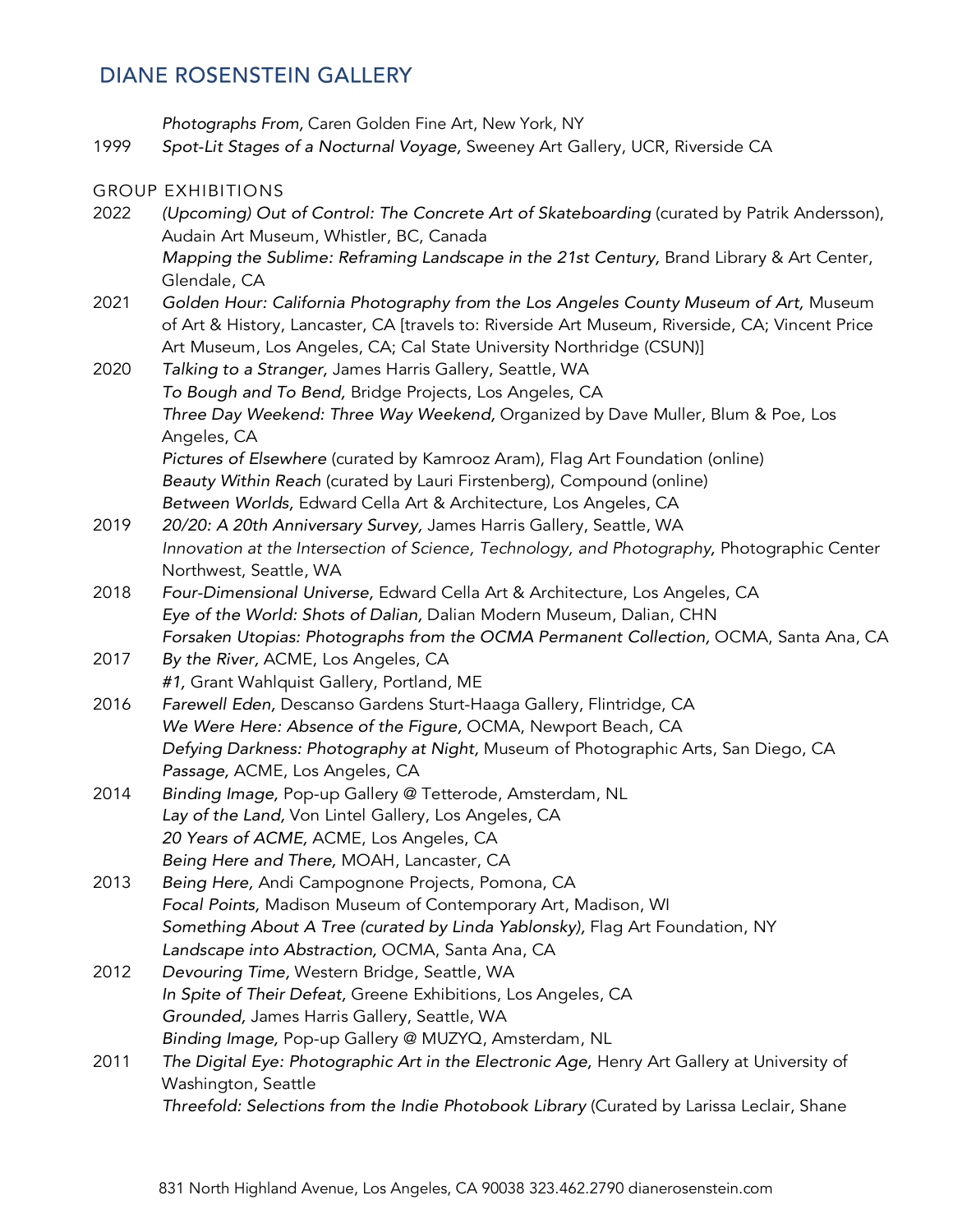*Photographs From,* Caren Golden Fine Art, New York, NY

1999 *Spot-Lit Stages of a Nocturnal Voyage,* Sweeney Art Gallery, UCR, Riverside CA

## GROUP EXHIBITIONS

2022 *(Upcoming) Out of Control: The Concrete Art of Skateboarding* (curated by Patrik Andersson), Audain Art Museum, Whistler, BC, Canada
*Mapping the Sublime: Reframing Landscape in the 21st Century,* Brand Library & Art Center, Glendale, CA

2021 *Golden Hour: California Photography from the Los Angeles County Museum of Art,* Museum of Art & History, Lancaster, CA [travels to: Riverside Art Museum, Riverside, CA; Vincent Price Art Museum, Los Angeles, CA; Cal State University Northridge (CSUN)]

2020 *Talking to a Stranger,* James Harris Gallery, Seattle, WA
*To Bough and To Bend,* Bridge Projects, Los Angeles, CA
*Three Day Weekend: Three Way Weekend,* Organized by Dave Muller, Blum & Poe, Los Angeles, CA
*Pictures of Elsewhere* (curated by Kamrooz Aram), Flag Art Foundation (online)
*Beauty Within Reach* (curated by Lauri Firstenberg), Compound (online)
*Between Worlds,* Edward Cella Art & Architecture, Los Angeles, CA

2019 *20/20: A 20th Anniversary Survey,* James Harris Gallery, Seattle, WA
*Innovation at the Intersection of Science, Technology, and Photography,* Photographic Center Northwest, Seattle, WA

2018 *Four-Dimensional Universe,* Edward Cella Art & Architecture, Los Angeles, CA
*Eye of the World: Shots of Dalian,* Dalian Modern Museum, Dalian, CHN
*Forsaken Utopias: Photographs from the OCMA Permanent Collection,* OCMA, Santa Ana, CA

2017 *By the River,* ACME, Los Angeles, CA
*#1,* Grant Wahlquist Gallery, Portland, ME

2016 *Farewell Eden,* Descanso Gardens Sturt-Haaga Gallery, Flintridge, CA
*We Were Here: Absence of the Figure,* OCMA, Newport Beach, CA
*Defying Darkness: Photography at Night,* Museum of Photographic Arts, San Diego, CA
*Passage,* ACME, Los Angeles, CA

2014 *Binding Image,* Pop-up Gallery @ Tetterode, Amsterdam, NL
*Lay of the Land,* Von Lintel Gallery, Los Angeles, CA
*20 Years of ACME,* ACME, Los Angeles, CA
*Being Here and There,* MOAH, Lancaster, CA

2013 *Being Here,* Andi Campognone Projects, Pomona, CA
*Focal Points,* Madison Museum of Contemporary Art, Madison, WI
*Something About A Tree (curated by Linda Yablonsky),* Flag Art Foundation, NY
*Landscape into Abstraction,* OCMA, Santa Ana, CA

2012 *Devouring Time,* Western Bridge, Seattle, WA
*In Spite of Their Defeat,* Greene Exhibitions, Los Angeles, CA
*Grounded,* James Harris Gallery, Seattle, WA
*Binding Image,* Pop-up Gallery @ MUZYQ, Amsterdam, NL

2011 *The Digital Eye: Photographic Art in the Electronic Age,* Henry Art Gallery at University of Washington, Seattle
*Threefold: Selections from the Indie Photobook Library* (Curated by Larissa Leclair, Shane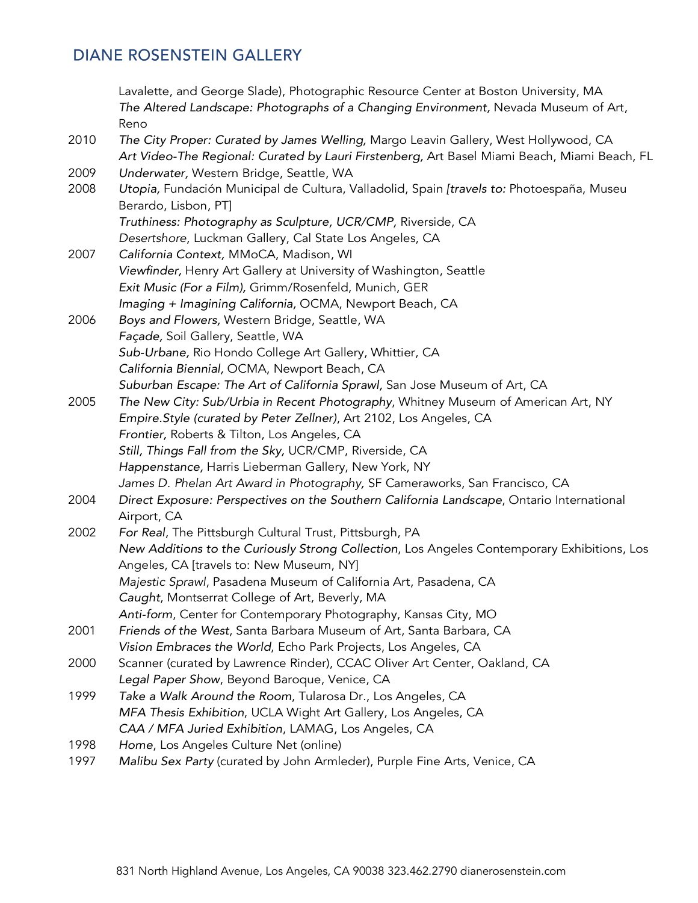Lavalette, and George Slade), Photographic Resource Center at Boston University, MA
*The Altered Landscape: Photographs of a Changing Environment,* Nevada Museum of Art, Reno

2010 *The City Proper: Curated by James Welling,* Margo Leavin Gallery, West Hollywood, CA
*Art Video-The Regional: Curated by Lauri Firstenberg,* Art Basel Miami Beach, Miami Beach, FL

2009 *Underwater,* Western Bridge, Seattle, WA

2008 *Utopia,* Fundación Municipal de Cultura, Valladolid, Spain *[travels to:* Photoespaña, Museu Berardo, Lisbon, PT]
*Truthiness: Photography as Sculpture, UCR/CMP,* Riverside, CA
*Desertshore*, Luckman Gallery, Cal State Los Angeles, CA

2007 *California Context,* MMoCA, Madison, WI
*Viewfinder,* Henry Art Gallery at University of Washington, Seattle
*Exit Music (For a Film),* Grimm/Rosenfeld, Munich, GER
*Imaging + Imagining California*, OCMA, Newport Beach, CA

2006 *Boys and Flowers,* Western Bridge, Seattle, WA
*Façade,* Soil Gallery, Seattle, WA
*Sub-Urbane,* Rio Hondo College Art Gallery, Whittier, CA
*California Biennial,* OCMA, Newport Beach, CA
*Suburban Escape: The Art of California Sprawl,* San Jose Museum of Art, CA

2005 *The New City: Sub/Urbia in Recent Photography*, Whitney Museum of American Art, NY
*Empire.Style (curated by Peter Zellner)*, Art 2102, Los Angeles, CA
*Frontier,* Roberts & Tilton, Los Angeles, CA
*Still, Things Fall from the Sky,* UCR/CMP, Riverside, CA
*Happenstance,* Harris Lieberman Gallery, New York, NY
*James D. Phelan Art Award in Photography,* SF Cameraworks, San Francisco, CA

2004 *Direct Exposure: Perspectives on the Southern California Landscape*, Ontario International Airport, CA

2002 *For Real*, The Pittsburgh Cultural Trust, Pittsburgh, PA
*New Additions to the Curiously Strong Collection*, Los Angeles Contemporary Exhibitions, Los Angeles, CA [travels to: New Museum, NY]
*Majestic Sprawl*, Pasadena Museum of California Art, Pasadena, CA
*Caught*, Montserrat College of Art, Beverly, MA
*Anti-form*, Center for Contemporary Photography, Kansas City, MO

2001 *Friends of the West*, Santa Barbara Museum of Art, Santa Barbara, CA
*Vision Embraces the World*, Echo Park Projects, Los Angeles, CA

2000 Scanner (curated by Lawrence Rinder), CCAC Oliver Art Center, Oakland, CA
*Legal Paper Show*, Beyond Baroque, Venice, CA

1999 *Take a Walk Around the Room*, Tularosa Dr., Los Angeles, CA
*MFA Thesis Exhibition*, UCLA Wight Art Gallery, Los Angeles, CA
*CAA / MFA Juried Exhibition*, LAMAG, Los Angeles, CA

1998 *Home*, Los Angeles Culture Net (online)

1997 *Malibu Sex Party* (curated by John Armleder), Purple Fine Arts, Venice, CA